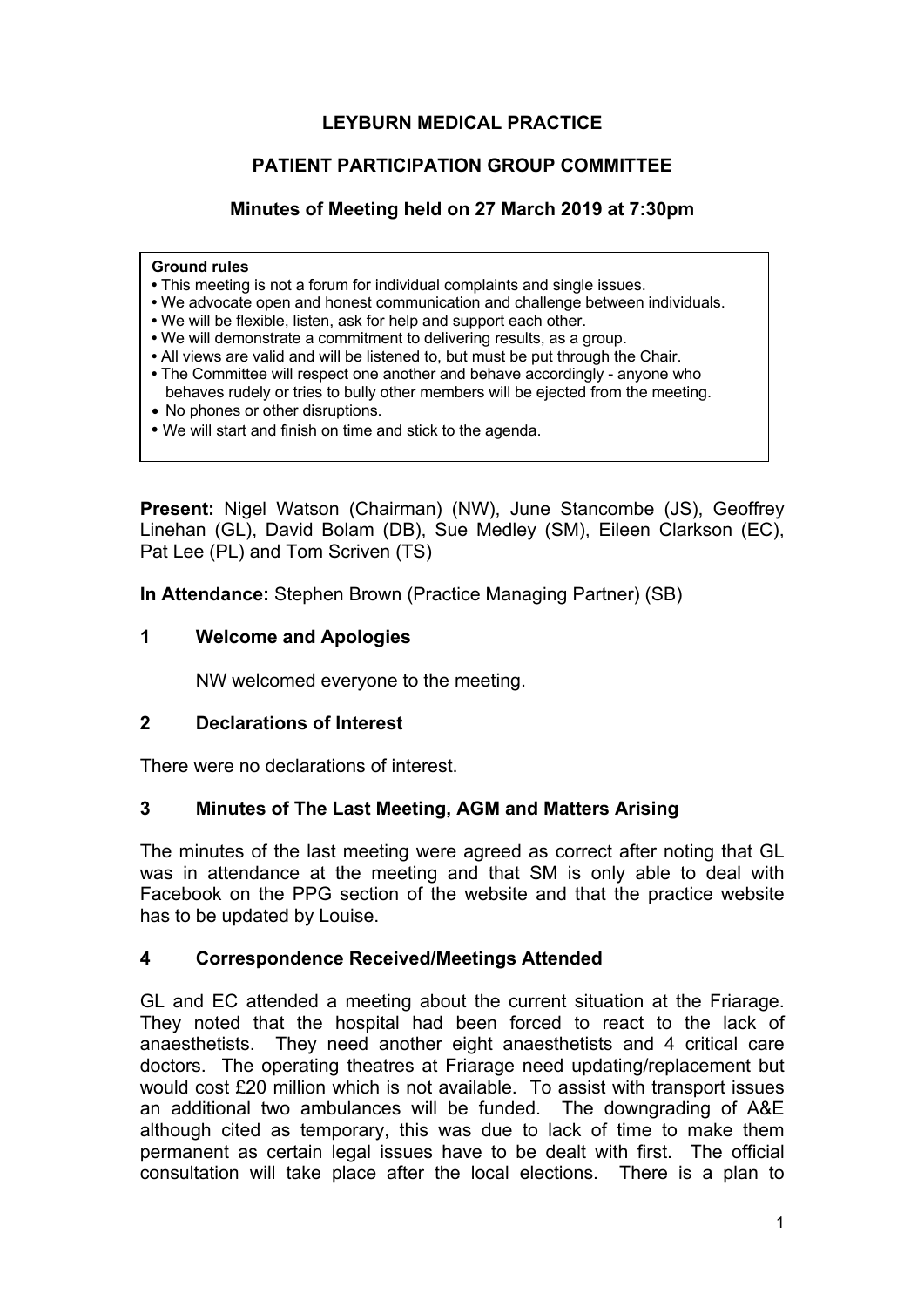# LEYBURN MEDICAL PRACTICE

## PATIENT PARTICIPATION GROUP COMMITTEE

### Minutes of Meeting held on 27 March 2019 at 7:30pm

**Ground rules**

- This meeting is not a forum for individual complaints and single issues.
- We advocate open and honest communication and challenge between individuals.
- We will be flexible, listen, ask for help and support each other.
- We will demonstrate a commitment to delivering results, as a group.
- All views are valid and will be listened to, but must be put through the Chair.
- The Committee will respect one another and behave accordingly - anyone who behaves rudely or tries to bully other members will be ejected from the meeting.
- No phones or other disruptions.
- We will start and finish on time and stick to the agenda.

**Present:** Nigel Watson (Chairman) (NW), June Stancombe (JS), Geoffrey Linehan (GL), David Bolam (DB), Sue Medley (SM), Eileen Clarkson (EC), Pat Lee (PL) and Tom Scriven (TS)

**In Attendance:** Stephen Brown (Practice Managing Partner) (SB)

**1 Welcome and Apologies**

NW welcomed everyone to the meeting.

**2 Declarations of Interest**

There were no declarations of interest.

**3 Minutes of The Last Meeting, AGM and Matters Arising**

The minutes of the last meeting were agreed as correct after noting that GL was in attendance at the meeting and that SM is only able to deal with Facebook on the PPG section of the website and that the practice website has to be updated by Louise.

**4 Correspondence Received/Meetings Attended**

GL and EC attended a meeting about the current situation at the Friarage. They noted that the hospital had been forced to react to the lack of anaesthetists. They need another eight anaesthetists and 4 critical care doctors. The operating theatres at Friarage need updating/replacement but would cost £20 million which is not available. To assist with transport issues an additional two ambulances will be funded. The downgrading of A&E although cited as temporary, this was due to lack of time to make them permanent as certain legal issues have to be dealt with first. The official consultation will take place after the local elections. There is a plan to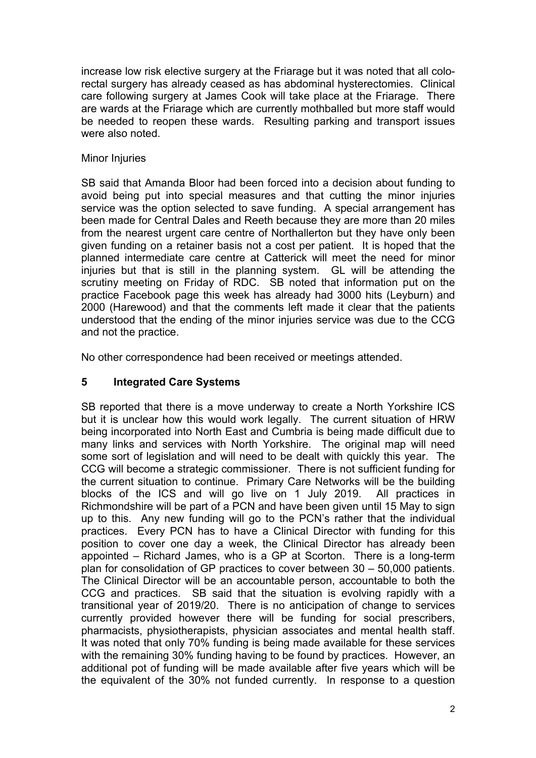increase low risk elective surgery at the Friarage but it was noted that all colo-rectal surgery has already ceased as has abdominal hysterectomies. Clinical care following surgery at James Cook will take place at the Friarage. There are wards at the Friarage which are currently mothballed but more staff would be needed to reopen these wards. Resulting parking and transport issues were also noted.

Minor Injuries

SB said that Amanda Bloor had been forced into a decision about funding to avoid being put into special measures and that cutting the minor injuries service was the option selected to save funding. A special arrangement has been made for Central Dales and Reeth because they are more than 20 miles from the nearest urgent care centre of Northallerton but they have only been given funding on a retainer basis not a cost per patient. It is hoped that the planned intermediate care centre at Catterick will meet the need for minor injuries but that is still in the planning system. GL will be attending the scrutiny meeting on Friday of RDC. SB noted that information put on the practice Facebook page this week has already had 3000 hits (Leyburn) and 2000 (Harewood) and that the comments left made it clear that the patients understood that the ending of the minor injuries service was due to the CCG and not the practice.

No other correspondence had been received or meetings attended.

## 5 Integrated Care Systems

SB reported that there is a move underway to create a North Yorkshire ICS but it is unclear how this would work legally. The current situation of HRW being incorporated into North East and Cumbria is being made difficult due to many links and services with North Yorkshire. The original map will need some sort of legislation and will need to be dealt with quickly this year. The CCG will become a strategic commissioner. There is not sufficient funding for the current situation to continue. Primary Care Networks will be the building blocks of the ICS and will go live on 1 July 2019. All practices in Richmondshire will be part of a PCN and have been given until 15 May to sign up to this. Any new funding will go to the PCN's rather that the individual practices. Every PCN has to have a Clinical Director with funding for this position to cover one day a week, the Clinical Director has already been appointed – Richard James, who is a GP at Scorton. There is a long-term plan for consolidation of GP practices to cover between 30 – 50,000 patients. The Clinical Director will be an accountable person, accountable to both the CCG and practices. SB said that the situation is evolving rapidly with a transitional year of 2019/20. There is no anticipation of change to services currently provided however there will be funding for social prescribers, pharmacists, physiotherapists, physician associates and mental health staff. It was noted that only 70% funding is being made available for these services with the remaining 30% funding having to be found by practices. However, an additional pot of funding will be made available after five years which will be the equivalent of the 30% not funded currently. In response to a question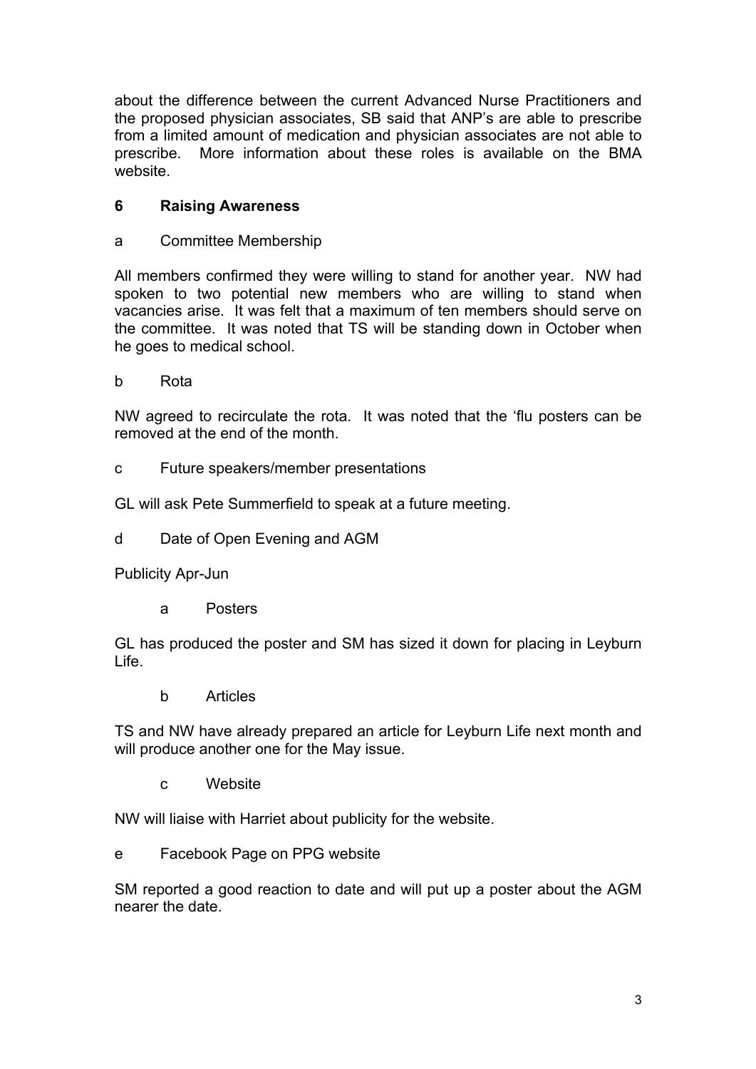about the difference between the current Advanced Nurse Practitioners and the proposed physician associates, SB said that ANP's are able to prescribe from a limited amount of medication and physician associates are not able to prescribe. More information about these roles is available on the BMA website.

## 6 Raising Awareness

a Committee Membership

All members confirmed they were willing to stand for another year. NW had spoken to two potential new members who are willing to stand when vacancies arise. It was felt that a maximum of ten members should serve on the committee. It was noted that TS will be standing down in October when he goes to medical school.

b Rota

NW agreed to recirculate the rota. It was noted that the 'flu posters can be removed at the end of the month.

c Future speakers/member presentations

GL will ask Pete Summerfield to speak at a future meeting.

d Date of Open Evening and AGM

Publicity Apr-Jun

a Posters

GL has produced the poster and SM has sized it down for placing in Leyburn Life.

b Articles

TS and NW have already prepared an article for Leyburn Life next month and will produce another one for the May issue.

c Website

NW will liaise with Harriet about publicity for the website.

e Facebook Page on PPG website

SM reported a good reaction to date and will put up a poster about the AGM nearer the date.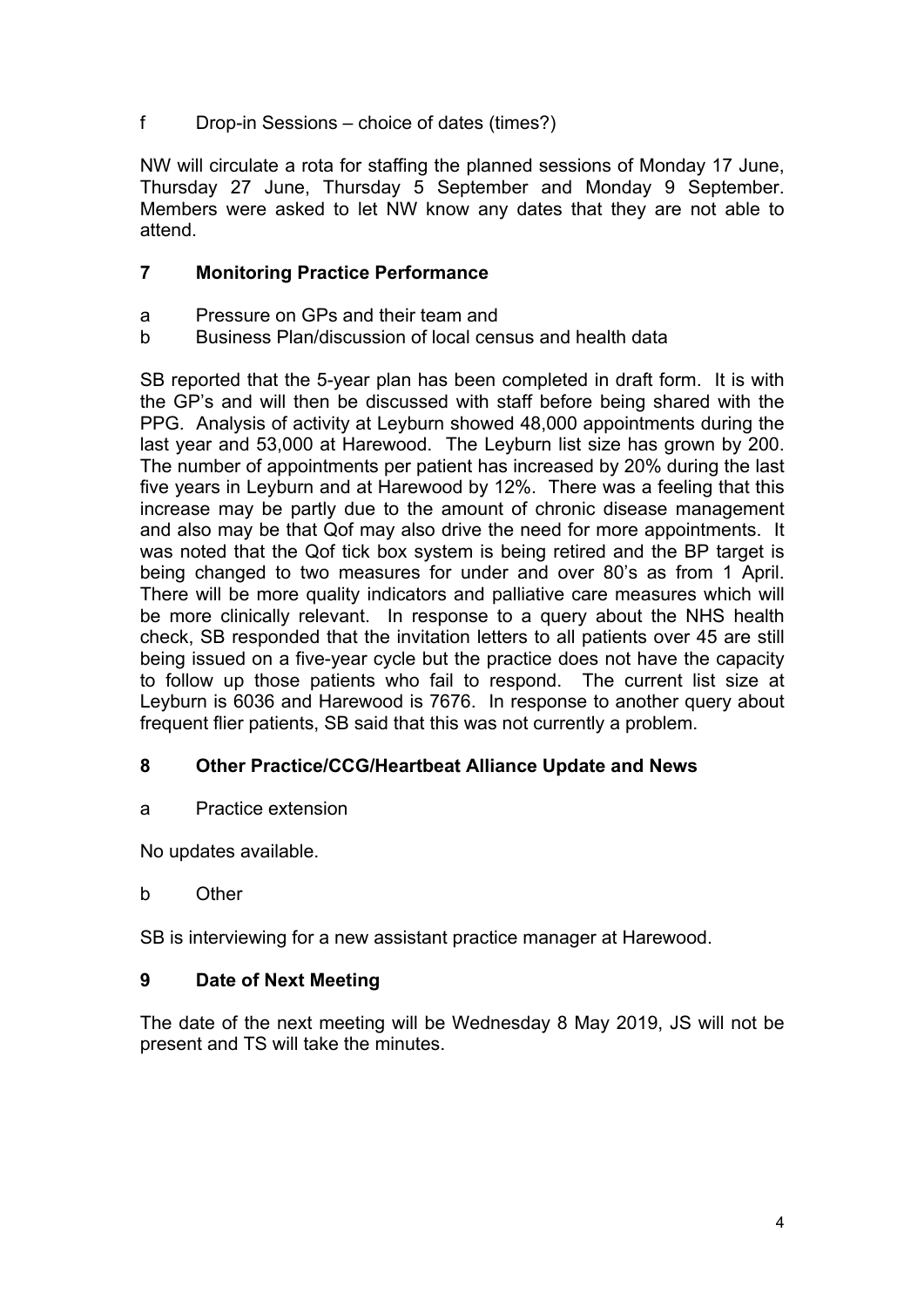f Drop-in Sessions – choice of dates (times?)

NW will circulate a rota for staffing the planned sessions of Monday 17 June, Thursday 27 June, Thursday 5 September and Monday 9 September. Members were asked to let NW know any dates that they are not able to attend.

## 7 Monitoring Practice Performance

a Pressure on GPs and their team and
b Business Plan/discussion of local census and health data

SB reported that the 5-year plan has been completed in draft form. It is with the GP's and will then be discussed with staff before being shared with the PPG. Analysis of activity at Leyburn showed 48,000 appointments during the last year and 53,000 at Harewood. The Leyburn list size has grown by 200. The number of appointments per patient has increased by 20% during the last five years in Leyburn and at Harewood by 12%. There was a feeling that this increase may be partly due to the amount of chronic disease management and also may be that Qof may also drive the need for more appointments. It was noted that the Qof tick box system is being retired and the BP target is being changed to two measures for under and over 80's as from 1 April. There will be more quality indicators and palliative care measures which will be more clinically relevant. In response to a query about the NHS health check, SB responded that the invitation letters to all patients over 45 are still being issued on a five-year cycle but the practice does not have the capacity to follow up those patients who fail to respond. The current list size at Leyburn is 6036 and Harewood is 7676. In response to another query about frequent flier patients, SB said that this was not currently a problem.

## 8 Other Practice/CCG/Heartbeat Alliance Update and News

a Practice extension

No updates available.

b Other

SB is interviewing for a new assistant practice manager at Harewood.

## 9 Date of Next Meeting

The date of the next meeting will be Wednesday 8 May 2019, JS will not be present and TS will take the minutes.